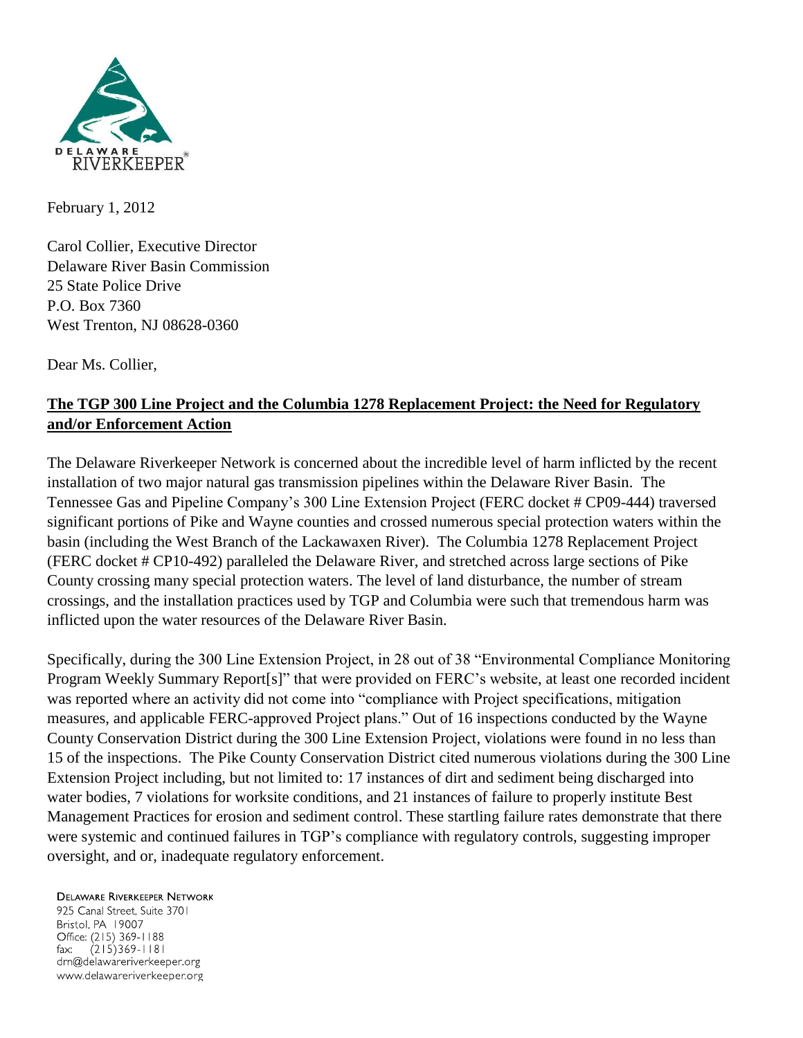DELAWARE RIVERKEEPER®

February 1, 2012

Carol Collier, Executive Director
Delaware River Basin Commission
25 State Police Drive
P.O. Box 7360
West Trenton, NJ 08628-0360

Dear Ms. Collier,

**The TGP 300 Line Project and the Columbia 1278 Replacement Project: the Need for Regulatory and/or Enforcement Action**

The Delaware Riverkeeper Network is concerned about the incredible level of harm inflicted by the recent installation of two major natural gas transmission pipelines within the Delaware River Basin. The Tennessee Gas and Pipeline Company's 300 Line Extension Project (FERC docket # CP09-444) traversed significant portions of Pike and Wayne counties and crossed numerous special protection waters within the basin (including the West Branch of the Lackawaxen River). The Columbia 1278 Replacement Project (FERC docket # CP10-492) paralleled the Delaware River, and stretched across large sections of Pike County crossing many special protection waters. The level of land disturbance, the number of stream crossings, and the installation practices used by TGP and Columbia were such that tremendous harm was inflicted upon the water resources of the Delaware River Basin.

Specifically, during the 300 Line Extension Project, in 28 out of 38 "Environmental Compliance Monitoring Program Weekly Summary Report[s]" that were provided on FERC's website, at least one recorded incident was reported where an activity did not come into "compliance with Project specifications, mitigation measures, and applicable FERC-approved Project plans." Out of 16 inspections conducted by the Wayne County Conservation District during the 300 Line Extension Project, violations were found in no less than 15 of the inspections. The Pike County Conservation District cited numerous violations during the 300 Line Extension Project including, but not limited to: 17 instances of dirt and sediment being discharged into water bodies, 7 violations for worksite conditions, and 21 instances of failure to properly institute Best Management Practices for erosion and sediment control. These startling failure rates demonstrate that there were systemic and continued failures in TGP's compliance with regulatory controls, suggesting improper oversight, and or, inadequate regulatory enforcement.

DELAWARE RIVERKEEPER NETWORK
925 Canal Street, Suite 3701
Bristol, PA 19007
Office: (215) 369-1188
fax: (215)369-1181
drn@delawareriverkeeper.org
www.delawareriverkeeper.org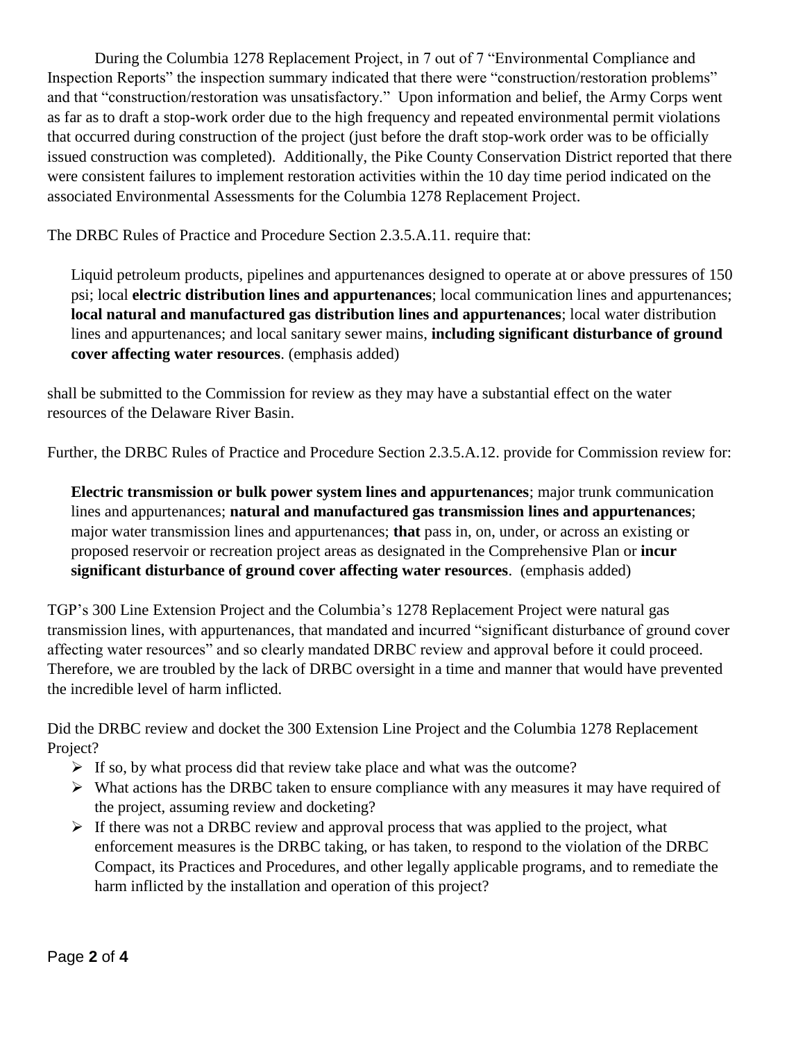During the Columbia 1278 Replacement Project, in 7 out of 7 "Environmental Compliance and Inspection Reports" the inspection summary indicated that there were "construction/restoration problems" and that "construction/restoration was unsatisfactory." Upon information and belief, the Army Corps went as far as to draft a stop-work order due to the high frequency and repeated environmental permit violations that occurred during construction of the project (just before the draft stop-work order was to be officially issued construction was completed). Additionally, the Pike County Conservation District reported that there were consistent failures to implement restoration activities within the 10 day time period indicated on the associated Environmental Assessments for the Columbia 1278 Replacement Project.

The DRBC Rules of Practice and Procedure Section 2.3.5.A.11. require that:

> Liquid petroleum products, pipelines and appurtenances designed to operate at or above pressures of 150 psi; local **electric distribution lines and appurtenances**; local communication lines and appurtenances; **local natural and manufactured gas distribution lines and appurtenances**; local water distribution lines and appurtenances; and local sanitary sewer mains, **including significant disturbance of ground cover affecting water resources**. (emphasis added)

shall be submitted to the Commission for review as they may have a substantial effect on the water resources of the Delaware River Basin.

Further, the DRBC Rules of Practice and Procedure Section 2.3.5.A.12. provide for Commission review for:

> **Electric transmission or bulk power system lines and appurtenances**; major trunk communication lines and appurtenances; **natural and manufactured gas transmission lines and appurtenances**; major water transmission lines and appurtenances; **that** pass in, on, under, or across an existing or proposed reservoir or recreation project areas as designated in the Comprehensive Plan or **incur significant disturbance of ground cover affecting water resources**. (emphasis added)

TGP's 300 Line Extension Project and the Columbia's 1278 Replacement Project were natural gas transmission lines, with appurtenances, that mandated and incurred "significant disturbance of ground cover affecting water resources" and so clearly mandated DRBC review and approval before it could proceed. Therefore, we are troubled by the lack of DRBC oversight in a time and manner that would have prevented the incredible level of harm inflicted.

Did the DRBC review and docket the 300 Extension Line Project and the Columbia 1278 Replacement Project?

- If so, by what process did that review take place and what was the outcome?
- What actions has the DRBC taken to ensure compliance with any measures it may have required of the project, assuming review and docketing?
- If there was not a DRBC review and approval process that was applied to the project, what enforcement measures is the DRBC taking, or has taken, to respond to the violation of the DRBC Compact, its Practices and Procedures, and other legally applicable programs, and to remediate the harm inflicted by the installation and operation of this project?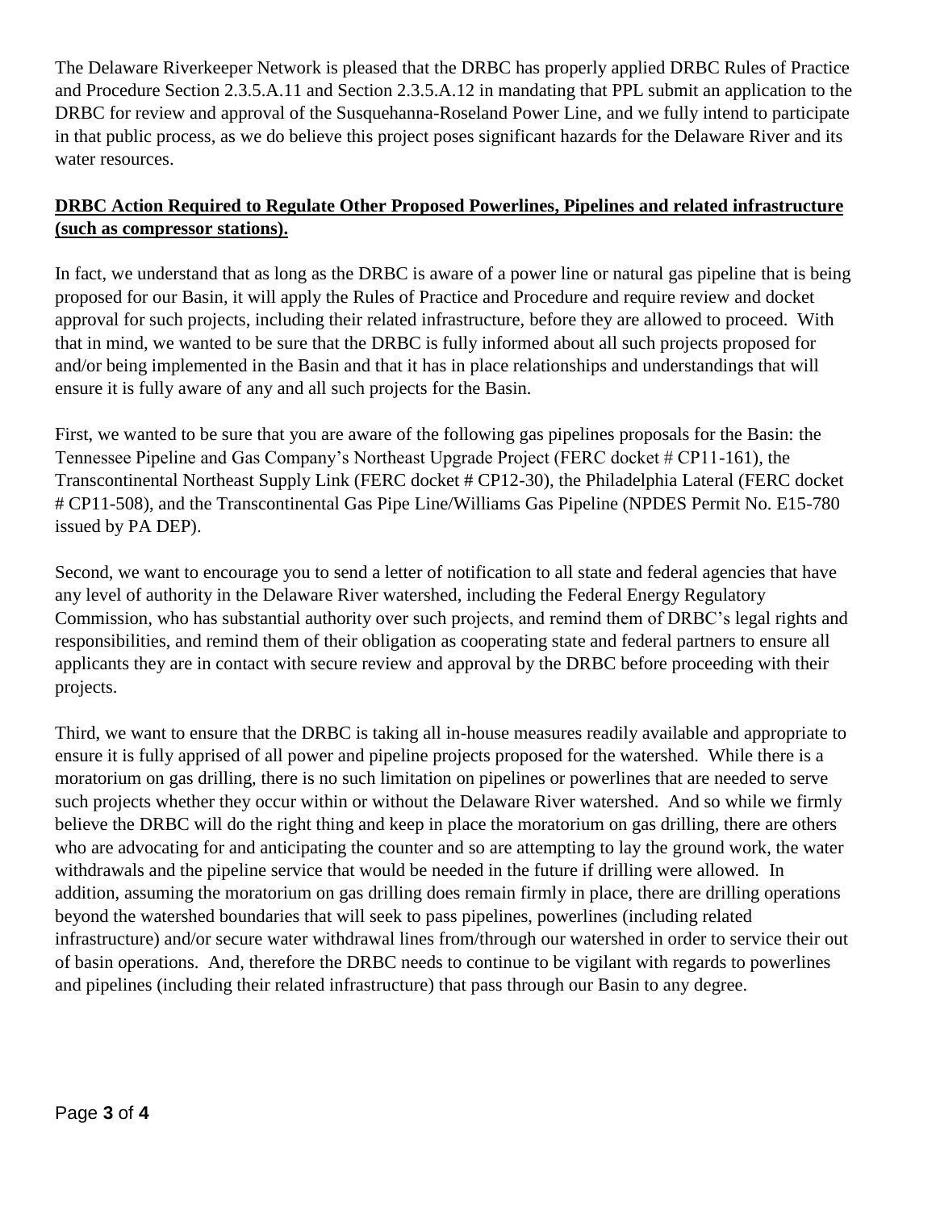The Delaware Riverkeeper Network is pleased that the DRBC has properly applied DRBC Rules of Practice and Procedure Section 2.3.5.A.11 and Section 2.3.5.A.12 in mandating that PPL submit an application to the DRBC for review and approval of the Susquehanna-Roseland Power Line, and we fully intend to participate in that public process, as we do believe this project poses significant hazards for the Delaware River and its water resources.

**DRBC Action Required to Regulate Other Proposed Powerlines, Pipelines and related infrastructure (such as compressor stations).**

In fact, we understand that as long as the DRBC is aware of a power line or natural gas pipeline that is being proposed for our Basin, it will apply the Rules of Practice and Procedure and require review and docket approval for such projects, including their related infrastructure, before they are allowed to proceed. With that in mind, we wanted to be sure that the DRBC is fully informed about all such projects proposed for and/or being implemented in the Basin and that it has in place relationships and understandings that will ensure it is fully aware of any and all such projects for the Basin.

First, we wanted to be sure that you are aware of the following gas pipelines proposals for the Basin: the Tennessee Pipeline and Gas Company's Northeast Upgrade Project (FERC docket # CP11-161), the Transcontinental Northeast Supply Link (FERC docket # CP12-30), the Philadelphia Lateral (FERC docket # CP11-508), and the Transcontinental Gas Pipe Line/Williams Gas Pipeline (NPDES Permit No. E15-780 issued by PA DEP).

Second, we want to encourage you to send a letter of notification to all state and federal agencies that have any level of authority in the Delaware River watershed, including the Federal Energy Regulatory Commission, who has substantial authority over such projects, and remind them of DRBC's legal rights and responsibilities, and remind them of their obligation as cooperating state and federal partners to ensure all applicants they are in contact with secure review and approval by the DRBC before proceeding with their projects.

Third, we want to ensure that the DRBC is taking all in-house measures readily available and appropriate to ensure it is fully apprised of all power and pipeline projects proposed for the watershed. While there is a moratorium on gas drilling, there is no such limitation on pipelines or powerlines that are needed to serve such projects whether they occur within or without the Delaware River watershed. And so while we firmly believe the DRBC will do the right thing and keep in place the moratorium on gas drilling, there are others who are advocating for and anticipating the counter and so are attempting to lay the ground work, the water withdrawals and the pipeline service that would be needed in the future if drilling were allowed. In addition, assuming the moratorium on gas drilling does remain firmly in place, there are drilling operations beyond the watershed boundaries that will seek to pass pipelines, powerlines (including related infrastructure) and/or secure water withdrawal lines from/through our watershed in order to service their out of basin operations. And, therefore the DRBC needs to continue to be vigilant with regards to powerlines and pipelines (including their related infrastructure) that pass through our Basin to any degree.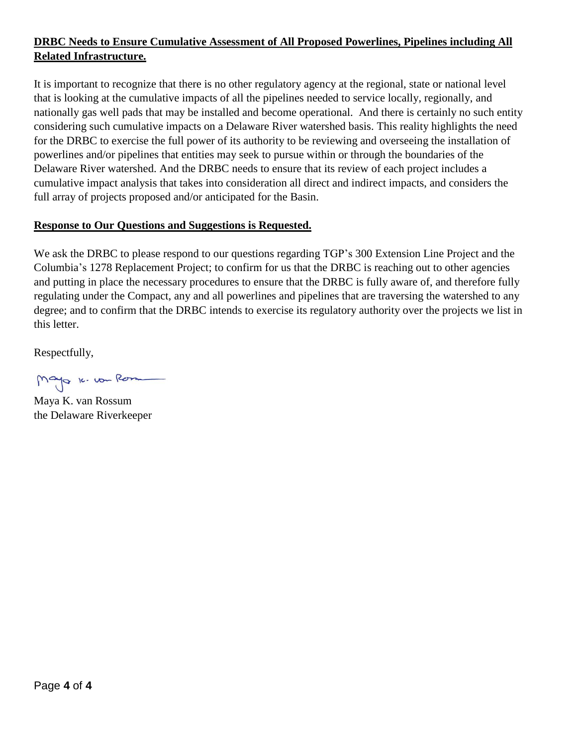**DRBC Needs to Ensure Cumulative Assessment of All Proposed Powerlines, Pipelines including All Related Infrastructure.**

It is important to recognize that there is no other regulatory agency at the regional, state or national level that is looking at the cumulative impacts of all the pipelines needed to service locally, regionally, and nationally gas well pads that may be installed and become operational. And there is certainly no such entity considering such cumulative impacts on a Delaware River watershed basis. This reality highlights the need for the DRBC to exercise the full power of its authority to be reviewing and overseeing the installation of powerlines and/or pipelines that entities may seek to pursue within or through the boundaries of the Delaware River watershed. And the DRBC needs to ensure that its review of each project includes a cumulative impact analysis that takes into consideration all direct and indirect impacts, and considers the full array of projects proposed and/or anticipated for the Basin.

**Response to Our Questions and Suggestions is Requested.**

We ask the DRBC to please respond to our questions regarding TGP's 300 Extension Line Project and the Columbia's 1278 Replacement Project; to confirm for us that the DRBC is reaching out to other agencies and putting in place the necessary procedures to ensure that the DRBC is fully aware of, and therefore fully regulating under the Compact, any and all powerlines and pipelines that are traversing the watershed to any degree; and to confirm that the DRBC intends to exercise its regulatory authority over the projects we list in this letter.

Respectfully,

Maya K. van Rossum
the Delaware Riverkeeper